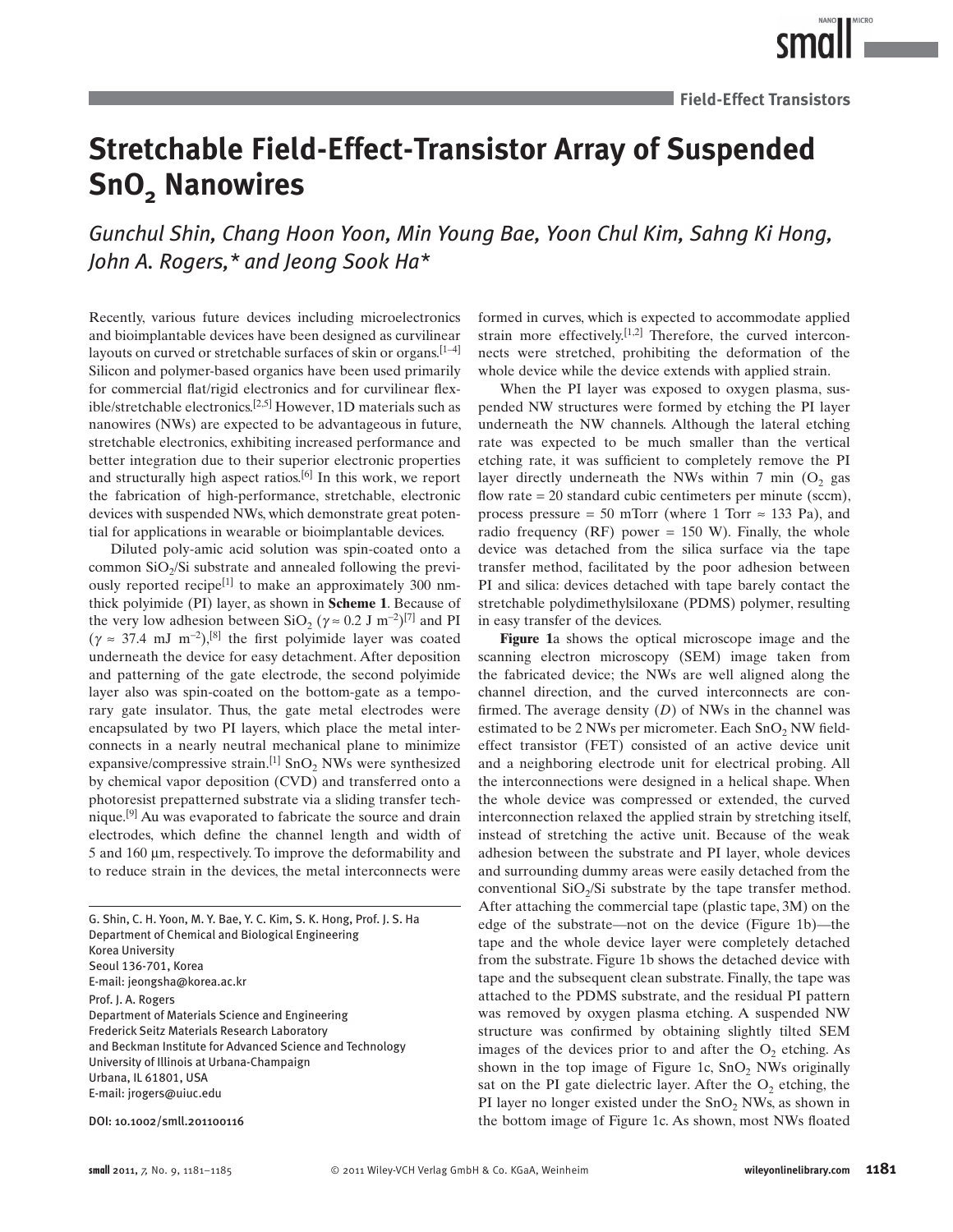# Stretchable Field-Effect-Transistor Array of Suspended $SnO_2$ Nanowires

*Gunchul Shin, Chang Hoon Yoon, Min Young Bae, Yoon Chul Kim, Sahng Ki Hong, John A. Rogers,\* and Jeong Sook Ha\**

Recently, various future devices including microelectronics and bioimplantable devices have been designed as curvilinear layouts on curved or stretchable surfaces of skin or organs.[1–4] Silicon and polymer-based organics have been used primarily for commercial flat/rigid electronics and for curvilinear flexible/stretchable electronics.[2,5] However, 1D materials such as nanowires (NWs) are expected to be advantageous in future, stretchable electronics, exhibiting increased performance and better integration due to their superior electronic properties and structurally high aspect ratios.[6] In this work, we report the fabrication of high-performance, stretchable, electronic devices with suspended NWs, which demonstrate great potential for applications in wearable or bioimplantable devices.

Diluted poly-amic acid solution was spin-coated onto a common $SiO_2$/Si substrate and annealed following the previously reported recipe[1] to make an approximately 300 nm-thick polyimide (PI) layer, as shown in **Scheme 1**. Because of the very low adhesion between $SiO_2$ ($\gamma \approx 0.2$ J m$^{-2}$)[7] and PI ($\gamma \approx 37.4$ mJ m$^{-2}$),[8] the first polyimide layer was coated underneath the device for easy detachment. After deposition and patterning of the gate electrode, the second polyimide layer also was spin-coated on the bottom-gate as a temporary gate insulator. Thus, the gate metal electrodes were encapsulated by two PI layers, which place the metal interconnects in a nearly neutral mechanical plane to minimize expansive/compressive strain.[1] $SnO_2$ NWs were synthesized by chemical vapor deposition (CVD) and transferred onto a photoresist prepatterned substrate via a sliding transfer technique.[9] Au was evaporated to fabricate the source and drain electrodes, which define the channel length and width of 5 and 160 μm, respectively. To improve the deformability and to reduce strain in the devices, the metal interconnects were formed in curves, which is expected to accommodate applied strain more effectively.[1,2] Therefore, the curved interconnects were stretched, prohibiting the deformation of the whole device while the device extends with applied strain.

When the PI layer was exposed to oxygen plasma, suspended NW structures were formed by etching the PI layer underneath the NW channels. Although the lateral etching rate was expected to be much smaller than the vertical etching rate, it was sufficient to completely remove the PI layer directly underneath the NWs within 7 min ($O_2$ gas flow rate = 20 standard cubic centimeters per minute (sccm), process pressure = 50 mTorr (where 1 Torr ≈ 133 Pa), and radio frequency (RF) power = 150 W). Finally, the whole device was detached from the silica surface via the tape transfer method, facilitated by the poor adhesion between PI and silica: devices detached with tape barely contact the stretchable polydimethylsiloxane (PDMS) polymer, resulting in easy transfer of the devices.

**Figure 1**a shows the optical microscope image and the scanning electron microscopy (SEM) image taken from the fabricated device; the NWs are well aligned along the channel direction, and the curved interconnects are confirmed. The average density ($D$) of NWs in the channel was estimated to be 2 NWs per micrometer. Each $SnO_2$ NW field-effect transistor (FET) consisted of an active device unit and a neighboring electrode unit for electrical probing. All the interconnections were designed in a helical shape. When the whole device was compressed or extended, the curved interconnection relaxed the applied strain by stretching itself, instead of stretching the active unit. Because of the weak adhesion between the substrate and PI layer, whole devices and surrounding dummy areas were easily detached from the conventional $SiO_2$/Si substrate by the tape transfer method. After attaching the commercial tape (plastic tape, 3M) on the edge of the substrate—not on the device (Figure 1b)—the tape and the whole device layer were completely detached from the substrate. Figure 1b shows the detached device with tape and the subsequent clean substrate. Finally, the tape was attached to the PDMS substrate, and the residual PI pattern was removed by oxygen plasma etching. A suspended NW structure was confirmed by obtaining slightly tilted SEM images of the devices prior to and after the $O_2$ etching. As shown in the top image of Figure 1c, $SnO_2$ NWs originally sat on the PI gate dielectric layer. After the $O_2$ etching, the PI layer no longer existed under the $SnO_2$ NWs, as shown in the bottom image of Figure 1c. As shown, most NWs floated

---

G. Shin, C. H. Yoon, M. Y. Bae, Y. C. Kim, S. K. Hong, Prof. J. S. Ha
Department of Chemical and Biological Engineering
Korea University
Seoul 136-701, Korea
E-mail: jeongsha@korea.ac.kr

Prof. J. A. Rogers
Department of Materials Science and Engineering
Frederick Seitz Materials Research Laboratory
and Beckman Institute for Advanced Science and Technology
University of Illinois at Urbana-Champaign
Urbana, IL 61801, USA
E-mail: jrogers@uiuc.edu

DOI: 10.1002/smll.201100116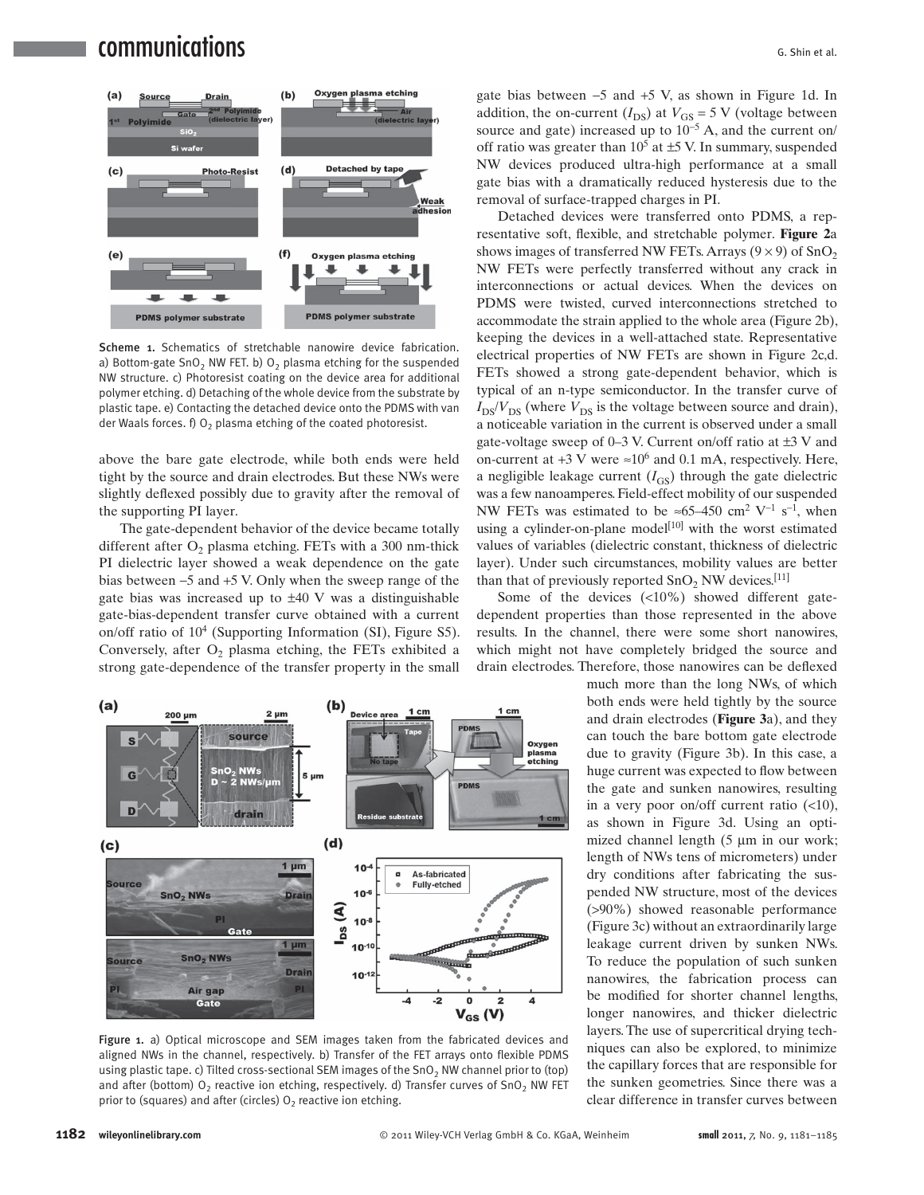Scheme 1. Schematics of stretchable nanowire device fabrication. a) Bottom-gate $SnO_2$ NW FET. b) $O_2$ plasma etching for the suspended NW structure. c) Photoresist coating on the device area for additional polymer etching. d) Detaching of the whole device from the substrate by plastic tape. e) Contacting the detached device onto the PDMS with van der Waals forces. f) $O_2$ plasma etching of the coated photoresist.

above the bare gate electrode, while both ends were held tight by the source and drain electrodes. But these NWs were slightly deflexed possibly due to gravity after the removal of the supporting PI layer.

The gate-dependent behavior of the device became totally different after $O_2$ plasma etching. FETs with a 300 nm-thick PI dielectric layer showed a weak dependence on the gate bias between −5 and +5 V. Only when the sweep range of the gate bias was increased up to ±40 V was a distinguishable gate-bias-dependent transfer curve obtained with a current on/off ratio of $10^4$ (Supporting Information (SI), Figure S5). Conversely, after $O_2$ plasma etching, the FETs exhibited a strong gate-dependence of the transfer property in the small gate bias between −5 and +5 V, as shown in Figure 1d. In addition, the on-current ($I_{DS}$) at $V_{GS}$ = 5 V (voltage between source and gate) increased up to $10^{-5}$ A, and the current on/off ratio was greater than $10^5$ at ±5 V. In summary, suspended NW devices produced ultra-high performance at a small gate bias with a dramatically reduced hysteresis due to the removal of surface-trapped charges in PI.

Detached devices were transferred onto PDMS, a representative soft, flexible, and stretchable polymer. **Figure 2**a shows images of transferred NW FETs. Arrays (9 × 9) of $SnO_2$ NW FETs were perfectly transferred without any crack in interconnections or actual devices. When the devices on PDMS were twisted, curved interconnections stretched to accommodate the strain applied to the whole area (Figure 2b), keeping the devices in a well-attached state. Representative electrical properties of NW FETs are shown in Figure 2c,d. FETs showed a strong gate-dependent behavior, which is typical of an n-type semiconductor. In the transfer curve of $I_{DS}/V_{DS}$ (where $V_{DS}$ is the voltage between source and drain), a noticeable variation in the current is observed under a small gate-voltage sweep of 0–3 V. Current on/off ratio at ±3 V and on-current at +3 V were ≈$10^6$ and 0.1 mA, respectively. Here, a negligible leakage current ($I_{GS}$) through the gate dielectric was a few nanoamperes. Field-effect mobility of our suspended NW FETs was estimated to be ≈65–450 $cm^2$ $V^{-1}$ $s^{-1}$, when using a cylinder-on-plane model[10] with the worst estimated values of variables (dielectric constant, thickness of dielectric layer). Under such circumstances, mobility values are better than that of previously reported $SnO_2$ NW devices.[11]

Some of the devices (<10%) showed different gate-dependent properties than those represented in the above results. In the channel, there were some short nanowires, which might not have completely bridged the source and drain electrodes. Therefore, those nanowires can be deflexed much more than the long NWs, of which both ends were held tightly by the source and drain electrodes (**Figure 3**a), and they can touch the bare bottom gate electrode due to gravity (Figure 3b). In this case, a huge current was expected to flow between the gate and sunken nanowires, resulting in a very poor on/off current ratio (<10), as shown in Figure 3d. Using an optimized channel length (5 µm in our work; length of NWs tens of micrometers) under dry conditions after fabricating the suspended NW structure, most of the devices (>90%) showed reasonable performance (Figure 3c) without an extraordinarily large leakage current driven by sunken NWs. To reduce the population of such sunken nanowires, the fabrication process can be modified for shorter channel lengths, longer nanowires, and thicker dielectric layers. The use of supercritical drying techniques can also be explored, to minimize the capillary forces that are responsible for the sunken geometries. Since there was a clear difference in transfer curves between

Figure 1. a) Optical microscope and SEM images taken from the fabricated devices and aligned NWs in the channel, respectively. b) Transfer of the FET arrays onto flexible PDMS using plastic tape. c) Tilted cross-sectional SEM images of the $SnO_2$ NW channel prior to (top) and after (bottom) $O_2$ reactive ion etching, respectively. d) Transfer curves of $SnO_2$ NW FET prior to (squares) and after (circles) $O_2$ reactive ion etching.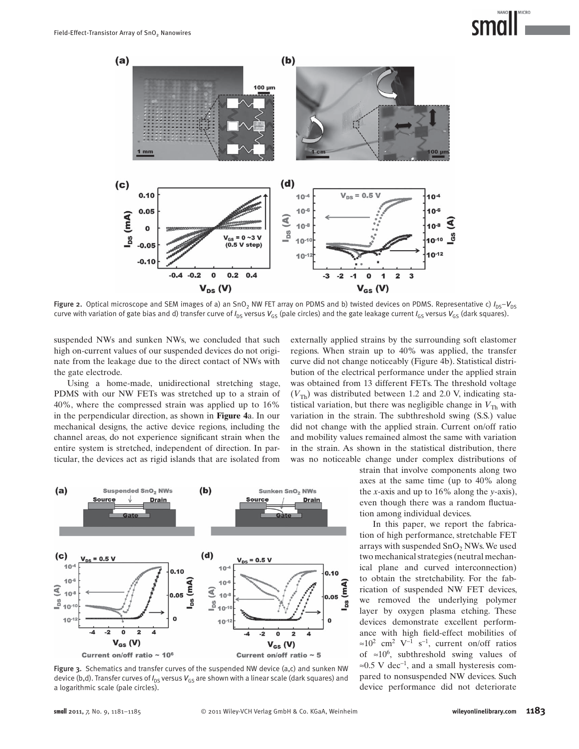Figure 2. Optical microscope and SEM images of a) an $SnO_2$ NW FET array on PDMS and b) twisted devices on PDMS. Representative c) $I_{DS}$–$V_{DS}$ curve with variation of gate bias and d) transfer curve of $I_{DS}$ versus $V_{GS}$ (pale circles) and the gate leakage current $I_{GS}$ versus $V_{GS}$ (dark squares).

suspended NWs and sunken NWs, we concluded that such high on-current values of our suspended devices do not originate from the leakage due to the direct contact of NWs with the gate electrode.

Using a home-made, unidirectional stretching stage, PDMS with our NW FETs was stretched up to a strain of 40%, where the compressed strain was applied up to 16% in the perpendicular direction, as shown in **Figure 4**a. In our mechanical designs, the active device regions, including the channel areas, do not experience significant strain when the entire system is stretched, independent of direction. In particular, the devices act as rigid islands that are isolated from externally applied strains by the surrounding soft elastomer regions. When strain up to 40% was applied, the transfer curve did not change noticeably (Figure 4b). Statistical distribution of the electrical performance under the applied strain was obtained from 13 different FETs. The threshold voltage ($V_{Th}$) was distributed between 1.2 and 2.0 V, indicating statistical variation, but there was negligible change in $V_{Th}$ with variation in the strain. The subthreshold swing (S.S.) value did not change with the applied strain. Current on/off ratio and mobility values remained almost the same with variation in the strain. As shown in the statistical distribution, there was no noticeable change under complex distributions of strain that involve components along two axes at the same time (up to 40% along the *x*-axis and up to 16% along the *y*-axis), even though there was a random fluctuation among individual devices.

Figure 3. Schematics and transfer curves of the suspended NW device (a,c) and sunken NW device (b,d). Transfer curves of $I_{DS}$ versus $V_{GS}$ are shown with a linear scale (dark squares) and a logarithmic scale (pale circles).

In this paper, we report the fabrication of high performance, stretchable FET arrays with suspended $SnO_2$ NWs. We used two mechanical strategies (neutral mechanical plane and curved interconnection) to obtain the stretchability. For the fabrication of suspended NW FET devices, we removed the underlying polymer layer by oxygen plasma etching. These devices demonstrate excellent performance with high field-effect mobilities of $\approx 10^2$ $cm^2$ $V^{-1}$ $s^{-1}$, current on/off ratios of $\approx 10^6$, subthreshold swing values of $\approx 0.5$ V $dec^{-1}$, and a small hysteresis compared to nonsuspended NW devices. Such device performance did not deteriorate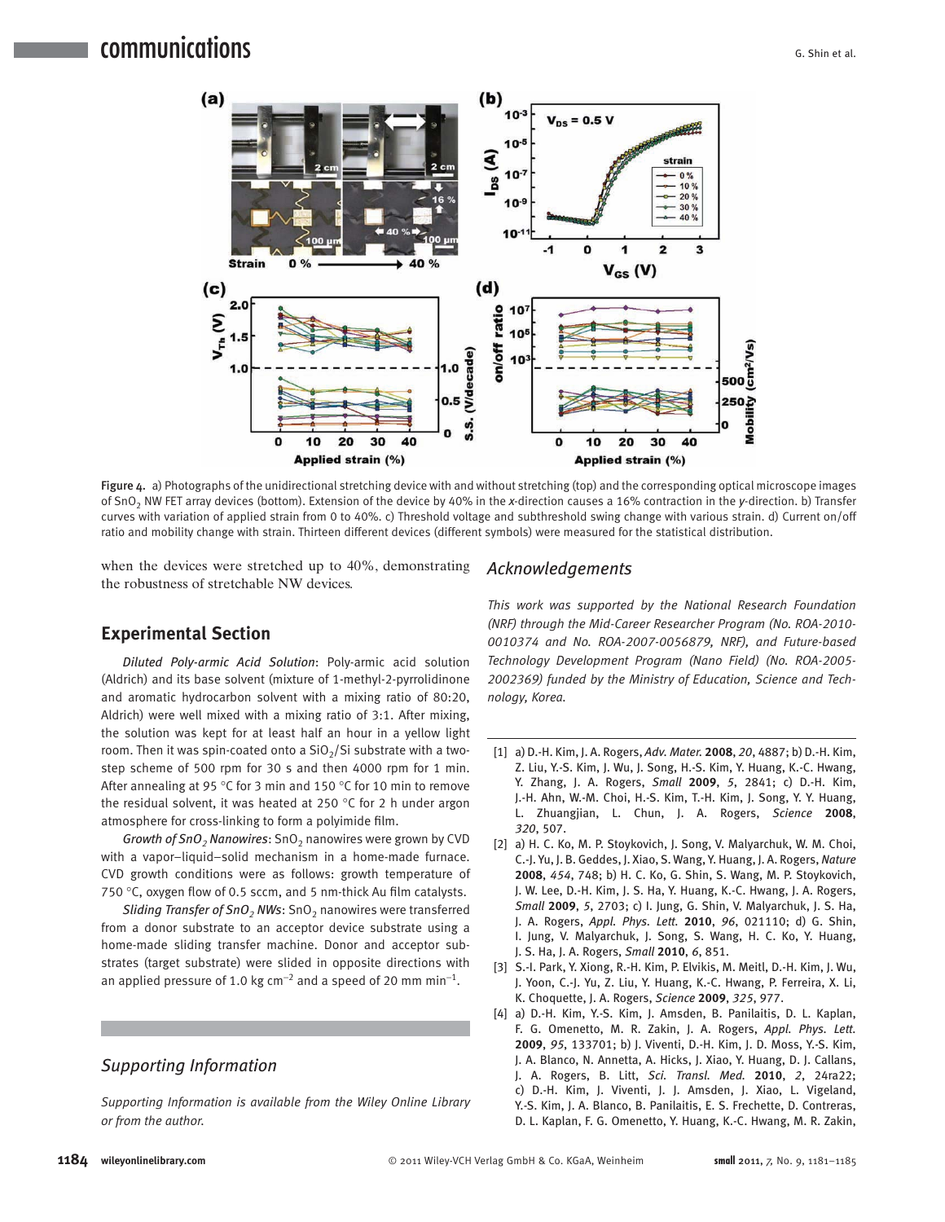Figure 4. a) Photographs of the unidirectional stretching device with and without stretching (top) and the corresponding optical microscope images of $SnO_2$ NW FET array devices (bottom). Extension of the device by 40% in the x-direction causes a 16% contraction in the y-direction. b) Transfer curves with variation of applied strain from 0 to 40%. c) Threshold voltage and subthreshold swing change with various strain. d) Current on/off ratio and mobility change with strain. Thirteen different devices (different symbols) were measured for the statistical distribution.

when the devices were stretched up to 40%, demonstrating the robustness of stretchable NW devices.

## Experimental Section

*Diluted Poly-armic Acid Solution*: Poly-armic acid solution (Aldrich) and its base solvent (mixture of 1-methyl-2-pyrrolidinone and aromatic hydrocarbon solvent with a mixing ratio of 80:20, Aldrich) were well mixed with a mixing ratio of 3:1. After mixing, the solution was kept for at least half an hour in a yellow light room. Then it was spin-coated onto a $SiO_2$/Si substrate with a two-step scheme of 500 rpm for 30 s and then 4000 rpm for 1 min. After annealing at 95 °C for 3 min and 150 °C for 10 min to remove the residual solvent, it was heated at 250 °C for 2 h under argon atmosphere for cross-linking to form a polyimide film.

*Growth of $SnO_2$ Nanowires*: $SnO_2$ nanowires were grown by CVD with a vapor–liquid–solid mechanism in a home-made furnace. CVD growth conditions were as follows: growth temperature of 750 °C, oxygen flow of 0.5 sccm, and 5 nm-thick Au film catalysts.

*Sliding Transfer of $SnO_2$ NWs*: $SnO_2$ nanowires were transferred from a donor substrate to an acceptor device substrate using a home-made sliding transfer machine. Donor and acceptor substrates (target substrate) were slided in opposite directions with an applied pressure of 1.0 kg $cm^{-2}$ and a speed of 20 mm $min^{-1}$.

## Supporting Information

*Supporting Information is available from the Wiley Online Library or from the author.*

## Acknowledgements

*This work was supported by the National Research Foundation (NRF) through the Mid-Career Researcher Program (No. ROA-2010-0010374 and No. ROA-2007-0056879, NRF), and Future-based Technology Development Program (Nano Field) (No. ROA-2005-2002369) funded by the Ministry of Education, Science and Technology, Korea.*

[1] a) D.-H. Kim, J. A. Rogers, *Adv. Mater.* **2008**, *20*, 4887; b) D.-H. Kim, Z. Liu, Y.-S. Kim, J. Wu, J. Song, H.-S. Kim, Y. Huang, K.-C. Hwang, Y. Zhang, J. A. Rogers, *Small* **2009**, *5*, 2841; c) D.-H. Kim, J.-H. Ahn, W.-M. Choi, H.-S. Kim, T.-H. Kim, J. Song, Y. Y. Huang, L. Zhuangjian, L. Chun, J. A. Rogers, *Science* **2008**, *320*, 507.

[2] a) H. C. Ko, M. P. Stoykovich, J. Song, V. Malyarchuk, W. M. Choi, C.-J. Yu, J. B. Geddes, J. Xiao, S. Wang, Y. Huang, J. A. Rogers, *Nature* **2008**, *454*, 748; b) H. C. Ko, G. Shin, S. Wang, M. P. Stoykovich, J. W. Lee, D.-H. Kim, J. S. Ha, Y. Huang, K.-C. Hwang, J. A. Rogers, *Small* **2009**, *5*, 2703; c) I. Jung, G. Shin, V. Malyarchuk, J. S. Ha, J. A. Rogers, *Appl. Phys. Lett.* **2010**, *96*, 021110; d) G. Shin, I. Jung, V. Malyarchuk, J. Song, S. Wang, H. C. Ko, Y. Huang, J. S. Ha, J. A. Rogers, *Small* **2010**, *6*, 851.

[3] S.-I. Park, Y. Xiong, R.-H. Kim, P. Elvikis, M. Meitl, D.-H. Kim, J. Wu, J. Yoon, C.-J. Yu, Z. Liu, Y. Huang, K.-C. Hwang, P. Ferreira, X. Li, K. Choquette, J. A. Rogers, *Science* **2009**, *325*, 977.

[4] a) D.-H. Kim, Y.-S. Kim, J. Amsden, B. Panilaitis, D. L. Kaplan, F. G. Omenetto, M. R. Zakin, J. A. Rogers, *Appl. Phys. Lett.* **2009**, *95*, 133701; b) J. Viventi, D.-H. Kim, J. D. Moss, Y.-S. Kim, J. A. Blanco, N. Annetta, A. Hicks, J. Xiao, Y. Huang, D. J. Callans, J. A. Rogers, B. Litt, *Sci. Transl. Med.* **2010**, *2*, 24ra22; c) D.-H. Kim, J. Viventi, J. J. Amsden, J. Xiao, L. Vigeland, Y.-S. Kim, J. A. Blanco, B. Panilaitis, E. S. Frechette, D. Contreras, D. L. Kaplan, F. G. Omenetto, Y. Huang, K.-C. Hwang, M. R. Zakin,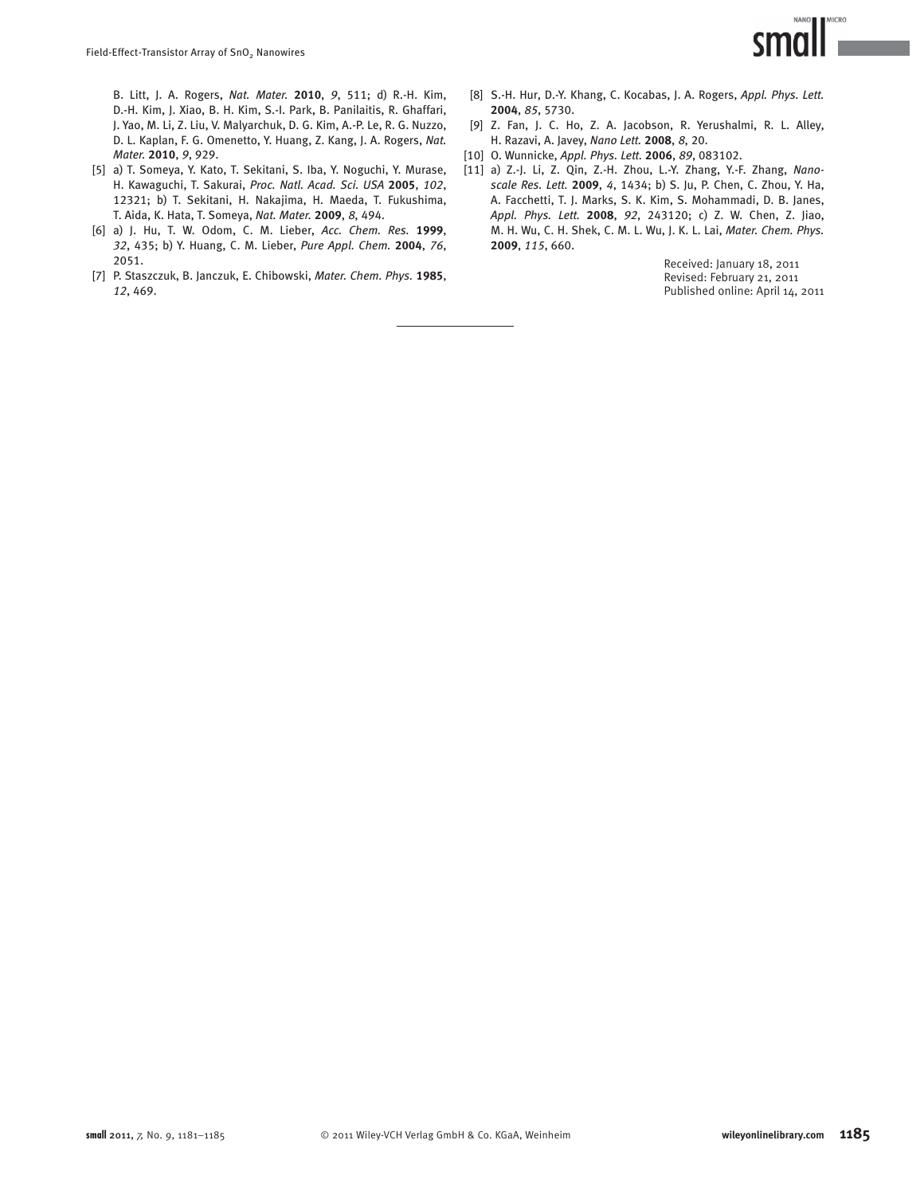B. Litt, J. A. Rogers, *Nat. Mater.* **2010**, *9*, 511; d) R.-H. Kim, D.-H. Kim, J. Xiao, B. H. Kim, S.-I. Park, B. Panilaitis, R. Ghaffari, J. Yao, M. Li, Z. Liu, V. Malyarchuk, D. G. Kim, A.-P. Le, R. G. Nuzzo, D. L. Kaplan, F. G. Omenetto, Y. Huang, Z. Kang, J. A. Rogers, *Nat. Mater.* **2010**, *9*, 929.

[5] a) T. Someya, Y. Kato, T. Sekitani, S. Iba, Y. Noguchi, Y. Murase, H. Kawaguchi, T. Sakurai, *Proc. Natl. Acad. Sci. USA* **2005**, *102*, 12321; b) T. Sekitani, H. Nakajima, H. Maeda, T. Fukushima, T. Aida, K. Hata, T. Someya, *Nat. Mater.* **2009**, *8*, 494.

[6] a) J. Hu, T. W. Odom, C. M. Lieber, *Acc. Chem. Res.* **1999**, *32*, 435; b) Y. Huang, C. M. Lieber, *Pure Appl. Chem.* **2004**, *76*, 2051.

[7] P. Staszczuk, B. Janczuk, E. Chibowski, *Mater. Chem. Phys.* **1985**, *12*, 469.

[8] S.-H. Hur, D.-Y. Khang, C. Kocabas, J. A. Rogers, *Appl. Phys. Lett.* **2004**, *85*, 5730.

[9] Z. Fan, J. C. Ho, Z. A. Jacobson, R. Yerushalmi, R. L. Alley, H. Razavi, A. Javey, *Nano Lett.* **2008**, *8*, 20.

[10] O. Wunnicke, *Appl. Phys. Lett.* **2006**, *89*, 083102.

[11] a) Z.-J. Li, Z. Qin, Z.-H. Zhou, L.-Y. Zhang, Y.-F. Zhang, *Nanoscale Res. Lett.* **2009**, *4*, 1434; b) S. Ju, P. Chen, C. Zhou, Y. Ha, A. Facchetti, T. J. Marks, S. K. Kim, S. Mohammadi, D. B. Janes, *Appl. Phys. Lett.* **2008**, *92*, 243120; c) Z. W. Chen, Z. Jiao, M. H. Wu, C. H. Shek, C. M. L. Wu, J. K. L. Lai, *Mater. Chem. Phys.* **2009**, *115*, 660.

Received: January 18, 2011
Revised: February 21, 2011
Published online: April 14, 2011